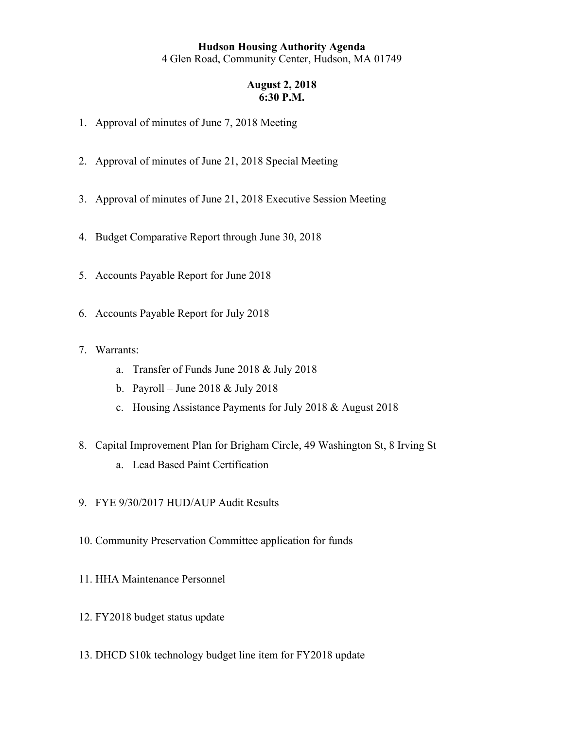**Hudson Housing Authority Agenda**

4 Glen Road, Community Center, Hudson, MA 01749

**August 2, 2018**
**6:30 P.M.**

1. Approval of minutes of June 7, 2018 Meeting
2. Approval of minutes of June 21, 2018 Special Meeting
3. Approval of minutes of June 21, 2018 Executive Session Meeting
4. Budget Comparative Report through June 30, 2018
5. Accounts Payable Report for June 2018
6. Accounts Payable Report for July 2018
7. Warrants:
   a. Transfer of Funds June 2018 & July 2018
   b. Payroll – June 2018 & July 2018
   c. Housing Assistance Payments for July 2018 & August 2018
8. Capital Improvement Plan for Brigham Circle, 49 Washington St, 8 Irving St
   a. Lead Based Paint Certification
9. FYE 9/30/2017 HUD/AUP Audit Results
10. Community Preservation Committee application for funds
11. HHA Maintenance Personnel
12. FY2018 budget status update
13. DHCD $10k technology budget line item for FY2018 update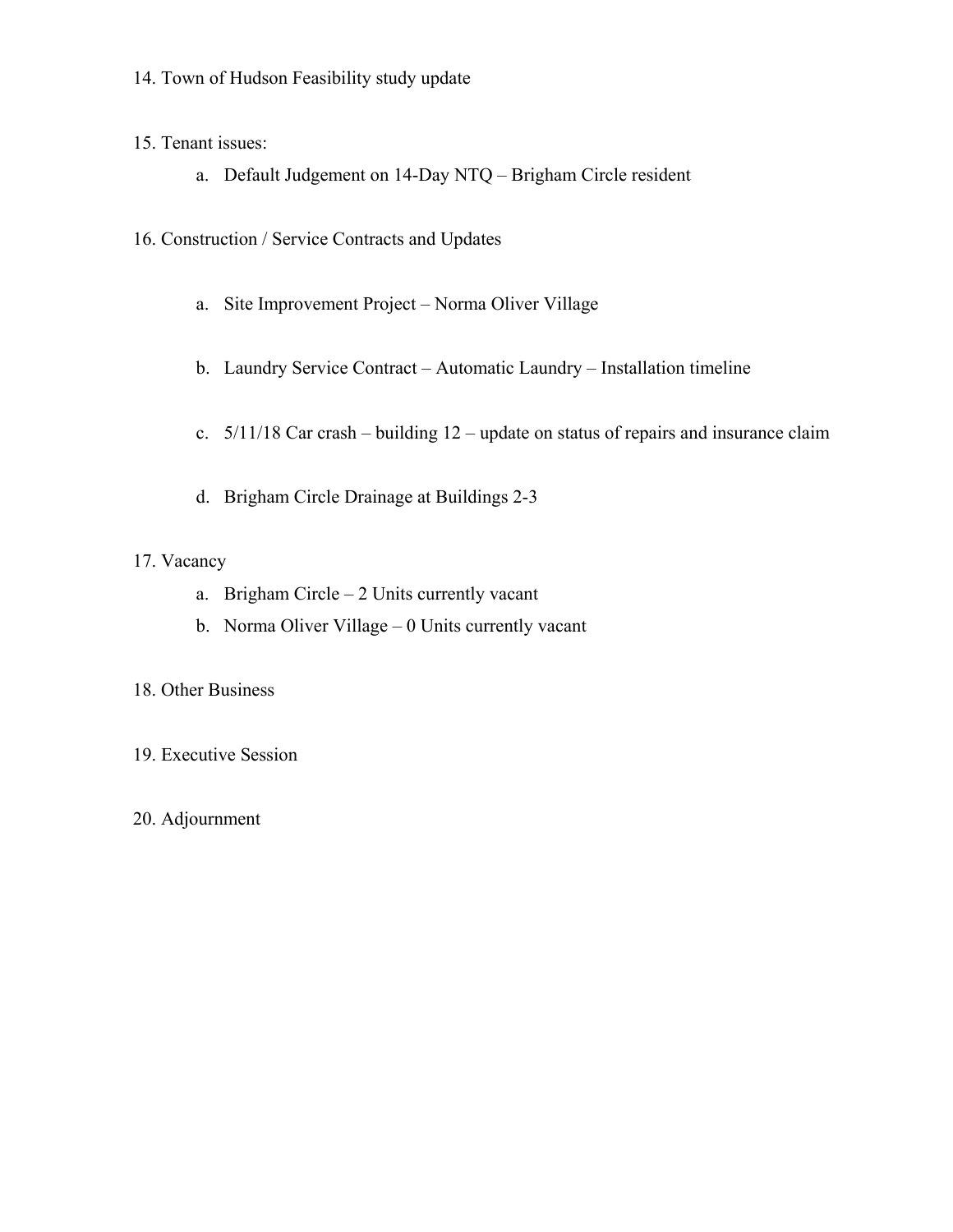14. Town of Hudson Feasibility study update

15. Tenant issues:
    a. Default Judgement on 14-Day NTQ – Brigham Circle resident

16. Construction / Service Contracts and Updates

    a. Site Improvement Project – Norma Oliver Village

    b. Laundry Service Contract – Automatic Laundry – Installation timeline

    c. 5/11/18 Car crash – building 12 – update on status of repairs and insurance claim

    d. Brigham Circle Drainage at Buildings 2-3

17. Vacancy
    a. Brigham Circle – 2 Units currently vacant
    b. Norma Oliver Village – 0 Units currently vacant

18. Other Business

19. Executive Session

20. Adjournment